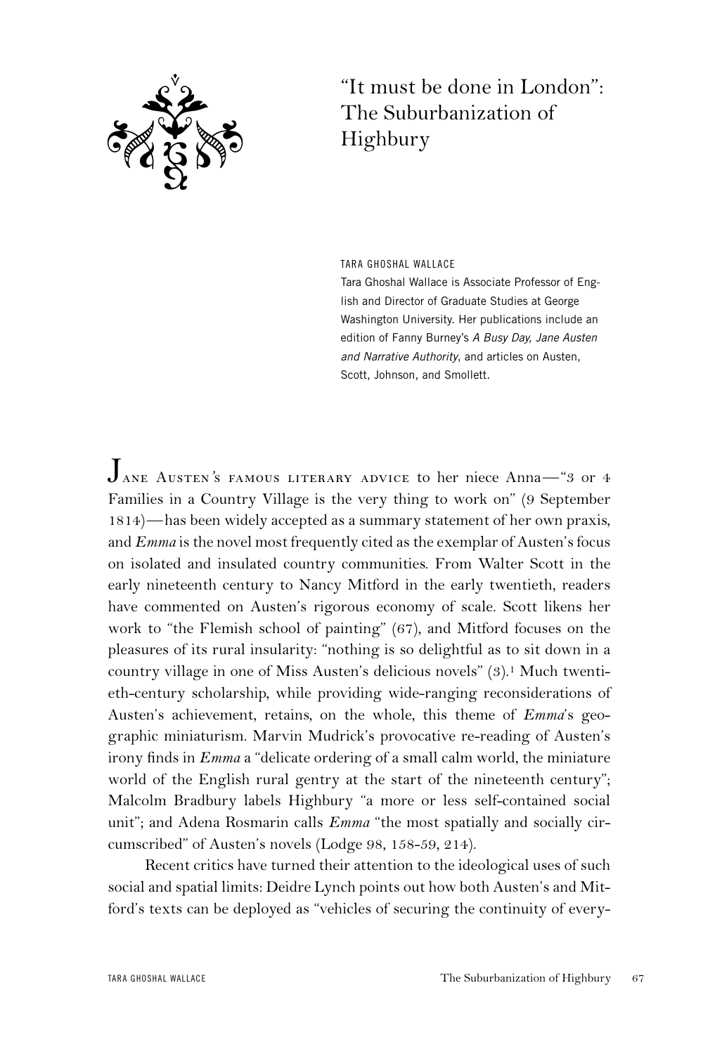# "It must be done in London": The Suburbanization of Highbury

TARA GHOSHAL WALLACE

Tara Ghoshal Wallace is Associate Professor of English and Director of Graduate Studies at George Washington University. Her publications include an edition of Fanny Burney's *A Busy Day, Jane Austen and Narrative Authority*, and articles on Austen, Scott, Johnson, and Smollett.

Jane Austen's famous literary advice to her niece Anna—"3 or 4 Families in a Country Village is the very thing to work on" (9 September 1814)—has been widely accepted as a summary statement of her own praxis, and *Emma* is the novel most frequently cited as the exemplar of Austen's focus on isolated and insulated country communities. From Walter Scott in the early nineteenth century to Nancy Mitford in the early twentieth, readers have commented on Austen's rigorous economy of scale. Scott likens her work to "the Flemish school of painting" (67), and Mitford focuses on the pleasures of its rural insularity: "nothing is so delightful as to sit down in a country village in one of Miss Austen's delicious novels" (3).[1] Much twentieth-century scholarship, while providing wide-ranging reconsiderations of Austen's achievement, retains, on the whole, this theme of *Emma*'s geographic miniaturism. Marvin Mudrick's provocative re-reading of Austen's irony finds in *Emma* a "delicate ordering of a small calm world, the miniature world of the English rural gentry at the start of the nineteenth century"; Malcolm Bradbury labels Highbury "a more or less self-contained social unit"; and Adena Rosmarin calls *Emma* "the most spatially and socially circumscribed" of Austen's novels (Lodge 98, 158-59, 214).

Recent critics have turned their attention to the ideological uses of such social and spatial limits: Deidre Lynch points out how both Austen's and Mitford's texts can be deployed as "vehicles of securing the continuity of every-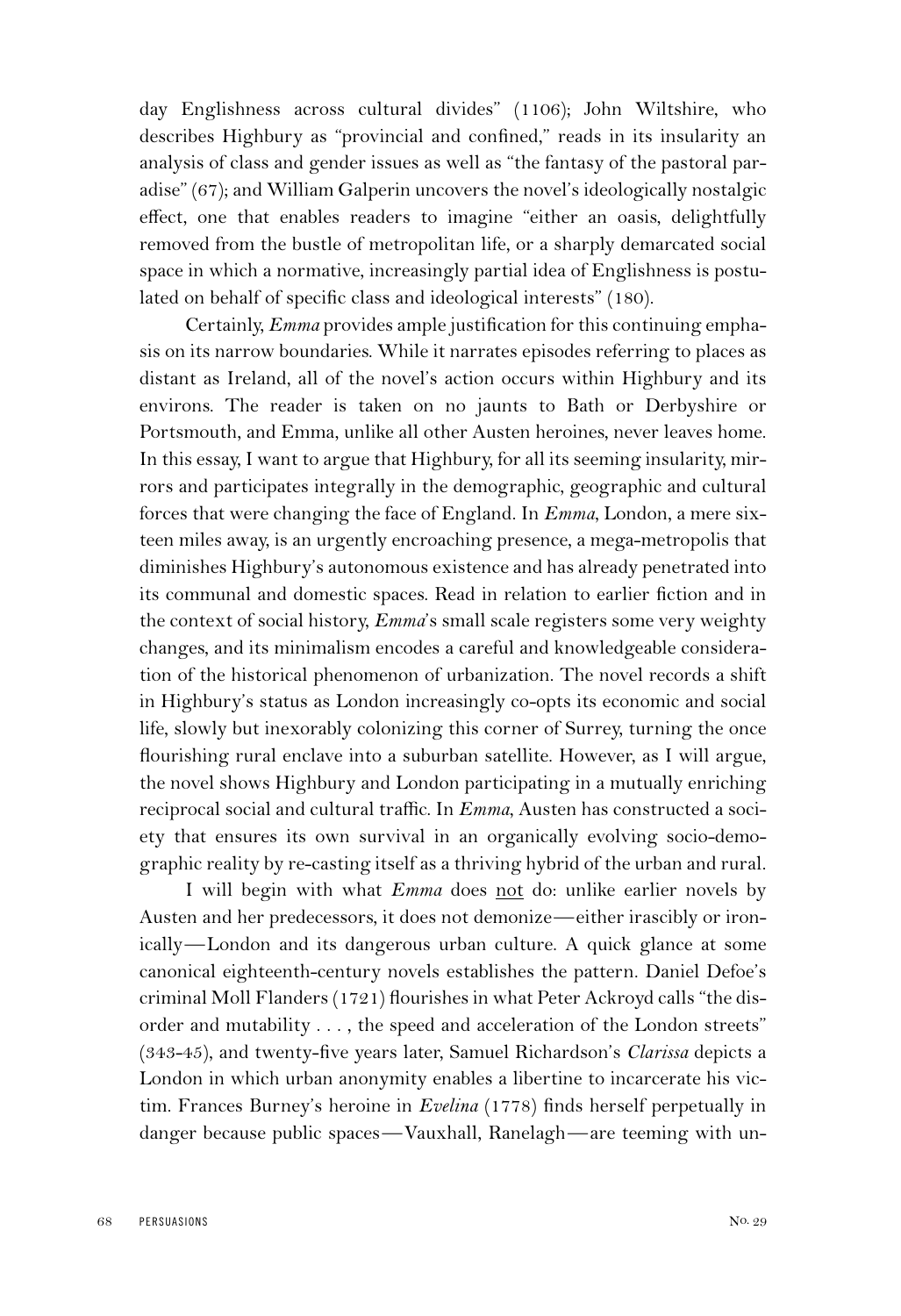day Englishness across cultural divides" (1106); John Wiltshire, who describes Highbury as "provincial and confined," reads in its insularity an analysis of class and gender issues as well as "the fantasy of the pastoral paradise" (67); and William Galperin uncovers the novel's ideologically nostalgic effect, one that enables readers to imagine "either an oasis, delightfully removed from the bustle of metropolitan life, or a sharply demarcated social space in which a normative, increasingly partial idea of Englishness is postulated on behalf of specific class and ideological interests" (180).

Certainly, *Emma* provides ample justification for this continuing emphasis on its narrow boundaries. While it narrates episodes referring to places as distant as Ireland, all of the novel's action occurs within Highbury and its environs. The reader is taken on no jaunts to Bath or Derbyshire or Portsmouth, and Emma, unlike all other Austen heroines, never leaves home. In this essay, I want to argue that Highbury, for all its seeming insularity, mirrors and participates integrally in the demographic, geographic and cultural forces that were changing the face of England. In *Emma*, London, a mere sixteen miles away, is an urgently encroaching presence, a mega-metropolis that diminishes Highbury's autonomous existence and has already penetrated into its communal and domestic spaces. Read in relation to earlier fiction and in the context of social history, *Emma*'s small scale registers some very weighty changes, and its minimalism encodes a careful and knowledgeable consideration of the historical phenomenon of urbanization. The novel records a shift in Highbury's status as London increasingly co-opts its economic and social life, slowly but inexorably colonizing this corner of Surrey, turning the once flourishing rural enclave into a suburban satellite. However, as I will argue, the novel shows Highbury and London participating in a mutually enriching reciprocal social and cultural traffic. In *Emma*, Austen has constructed a society that ensures its own survival in an organically evolving socio-demographic reality by re-casting itself as a thriving hybrid of the urban and rural.

I will begin with what *Emma* does <u>not</u> do: unlike earlier novels by Austen and her predecessors, it does not demonize—either irascibly or ironically—London and its dangerous urban culture. A quick glance at some canonical eighteenth-century novels establishes the pattern. Daniel Defoe's criminal Moll Flanders (1721) flourishes in what Peter Ackroyd calls "the disorder and mutability . . . , the speed and acceleration of the London streets" (343-45), and twenty-five years later, Samuel Richardson's *Clarissa* depicts a London in which urban anonymity enables a libertine to incarcerate his victim. Frances Burney's heroine in *Evelina* (1778) finds herself perpetually in danger because public spaces—Vauxhall, Ranelagh—are teeming with un-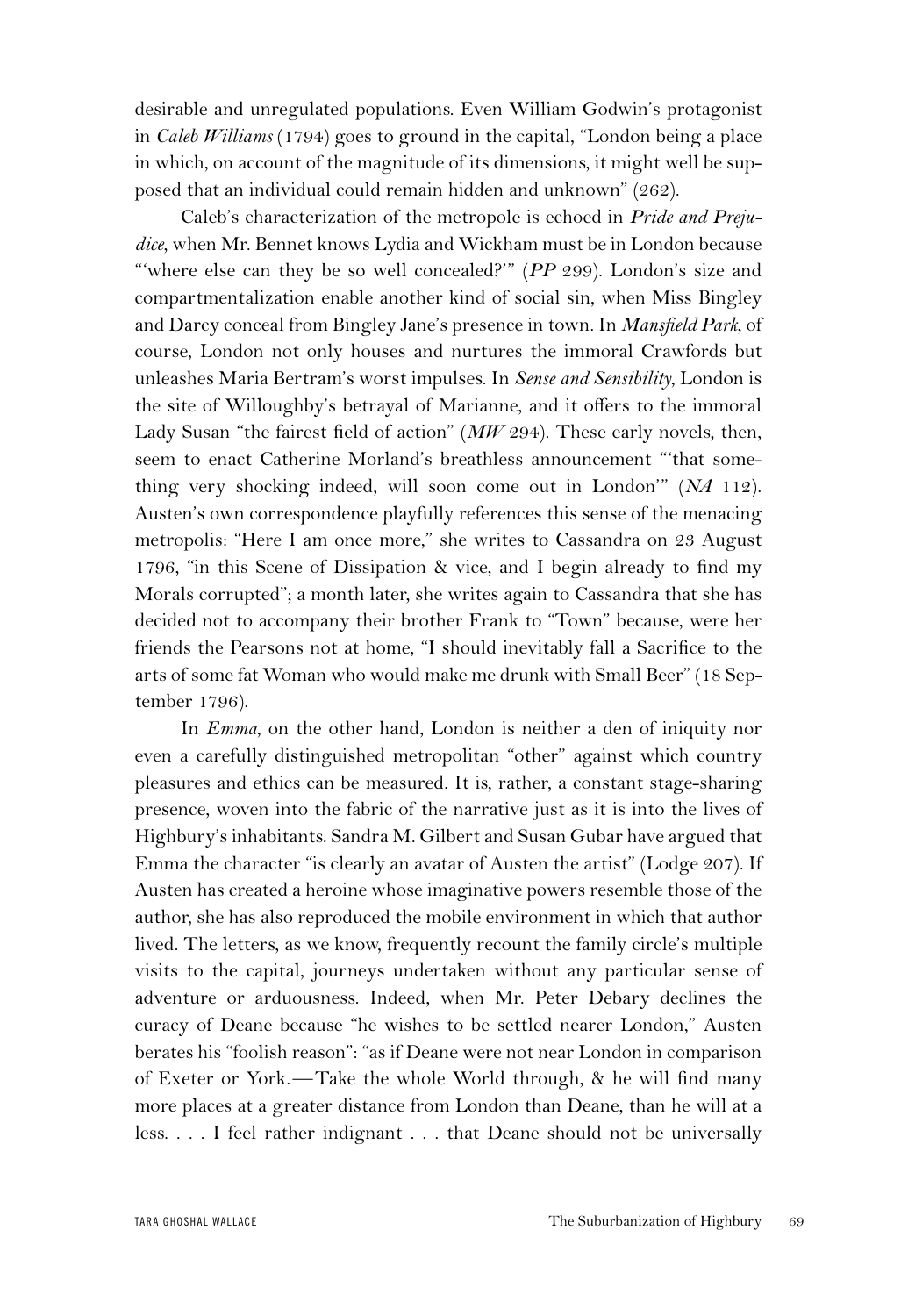desirable and unregulated populations. Even William Godwin's protagonist in *Caleb Williams* (1794) goes to ground in the capital, "London being a place in which, on account of the magnitude of its dimensions, it might well be supposed that an individual could remain hidden and unknown" (262).

Caleb's characterization of the metropole is echoed in *Pride and Prejudice*, when Mr. Bennet knows Lydia and Wickham must be in London because "'where else can they be so well concealed?'" (*PP* 299). London's size and compartmentalization enable another kind of social sin, when Miss Bingley and Darcy conceal from Bingley Jane's presence in town. In *Mansfield Park*, of course, London not only houses and nurtures the immoral Crawfords but unleashes Maria Bertram's worst impulses. In *Sense and Sensibility*, London is the site of Willoughby's betrayal of Marianne, and it offers to the immoral Lady Susan "the fairest field of action" (*MW* 294). These early novels, then, seem to enact Catherine Morland's breathless announcement "'that something very shocking indeed, will soon come out in London'" (*NA* 112). Austen's own correspondence playfully references this sense of the menacing metropolis: "Here I am once more," she writes to Cassandra on 23 August 1796, "in this Scene of Dissipation & vice, and I begin already to find my Morals corrupted"; a month later, she writes again to Cassandra that she has decided not to accompany their brother Frank to "Town" because, were her friends the Pearsons not at home, "I should inevitably fall a Sacrifice to the arts of some fat Woman who would make me drunk with Small Beer" (18 September 1796).

In *Emma*, on the other hand, London is neither a den of iniquity nor even a carefully distinguished metropolitan "other" against which country pleasures and ethics can be measured. It is, rather, a constant stage-sharing presence, woven into the fabric of the narrative just as it is into the lives of Highbury's inhabitants. Sandra M. Gilbert and Susan Gubar have argued that Emma the character "is clearly an avatar of Austen the artist" (Lodge 207). If Austen has created a heroine whose imaginative powers resemble those of the author, she has also reproduced the mobile environment in which that author lived. The letters, as we know, frequently recount the family circle's multiple visits to the capital, journeys undertaken without any particular sense of adventure or arduousness. Indeed, when Mr. Peter Debary declines the curacy of Deane because "he wishes to be settled nearer London," Austen berates his "foolish reason": "as if Deane were not near London in comparison of Exeter or York.—Take the whole World through, & he will find many more places at a greater distance from London than Deane, than he will at a less. . . . I feel rather indignant . . . that Deane should not be universally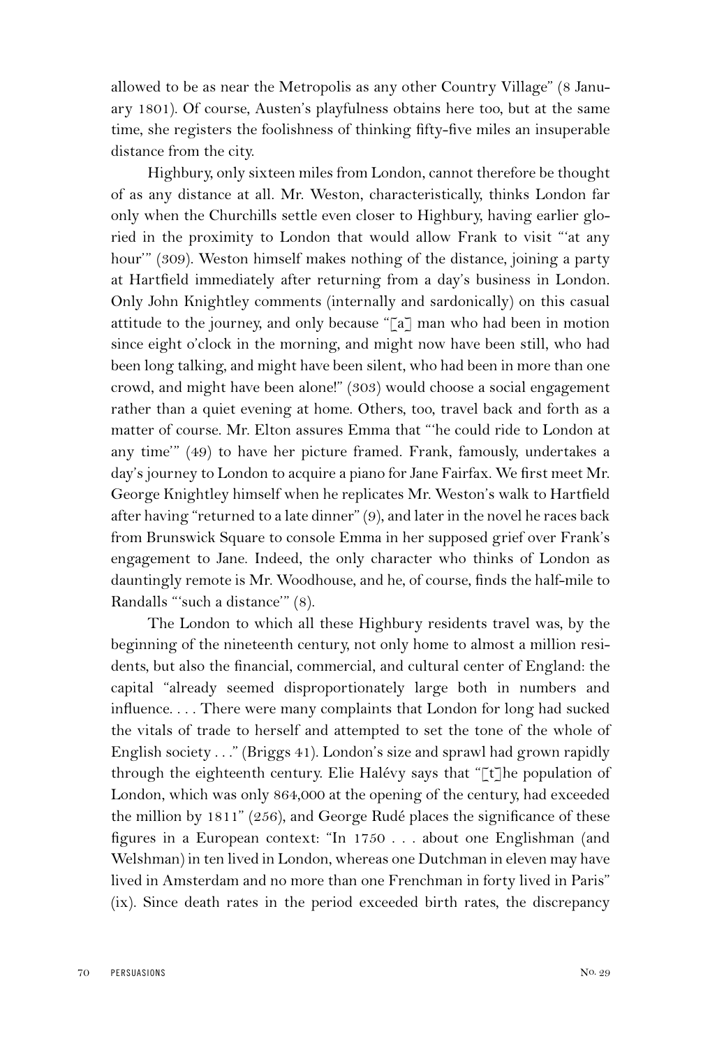allowed to be as near the Metropolis as any other Country Village" (8 January 1801). Of course, Austen's playfulness obtains here too, but at the same time, she registers the foolishness of thinking fifty-five miles an insuperable distance from the city.

Highbury, only sixteen miles from London, cannot therefore be thought of as any distance at all. Mr. Weston, characteristically, thinks London far only when the Churchills settle even closer to Highbury, having earlier gloried in the proximity to London that would allow Frank to visit "'at any hour'" (309). Weston himself makes nothing of the distance, joining a party at Hartfield immediately after returning from a day's business in London. Only John Knightley comments (internally and sardonically) on this casual attitude to the journey, and only because "[a] man who had been in motion since eight o'clock in the morning, and might now have been still, who had been long talking, and might have been silent, who had been in more than one crowd, and might have been alone!" (303) would choose a social engagement rather than a quiet evening at home. Others, too, travel back and forth as a matter of course. Mr. Elton assures Emma that "'he could ride to London at any time'" (49) to have her picture framed. Frank, famously, undertakes a day's journey to London to acquire a piano for Jane Fairfax. We first meet Mr. George Knightley himself when he replicates Mr. Weston's walk to Hartfield after having "returned to a late dinner" (9), and later in the novel he races back from Brunswick Square to console Emma in her supposed grief over Frank's engagement to Jane. Indeed, the only character who thinks of London as dauntingly remote is Mr. Woodhouse, and he, of course, finds the half-mile to Randalls "'such a distance'" (8).

The London to which all these Highbury residents travel was, by the beginning of the nineteenth century, not only home to almost a million residents, but also the financial, commercial, and cultural center of England: the capital "already seemed disproportionately large both in numbers and influence. . . . There were many complaints that London for long had sucked the vitals of trade to herself and attempted to set the tone of the whole of English society . . ." (Briggs 41). London's size and sprawl had grown rapidly through the eighteenth century. Elie Halévy says that "[t]he population of London, which was only 864,000 at the opening of the century, had exceeded the million by 1811" (256), and George Rudé places the significance of these figures in a European context: "In 1750 . . . about one Englishman (and Welshman) in ten lived in London, whereas one Dutchman in eleven may have lived in Amsterdam and no more than one Frenchman in forty lived in Paris" (ix). Since death rates in the period exceeded birth rates, the discrepancy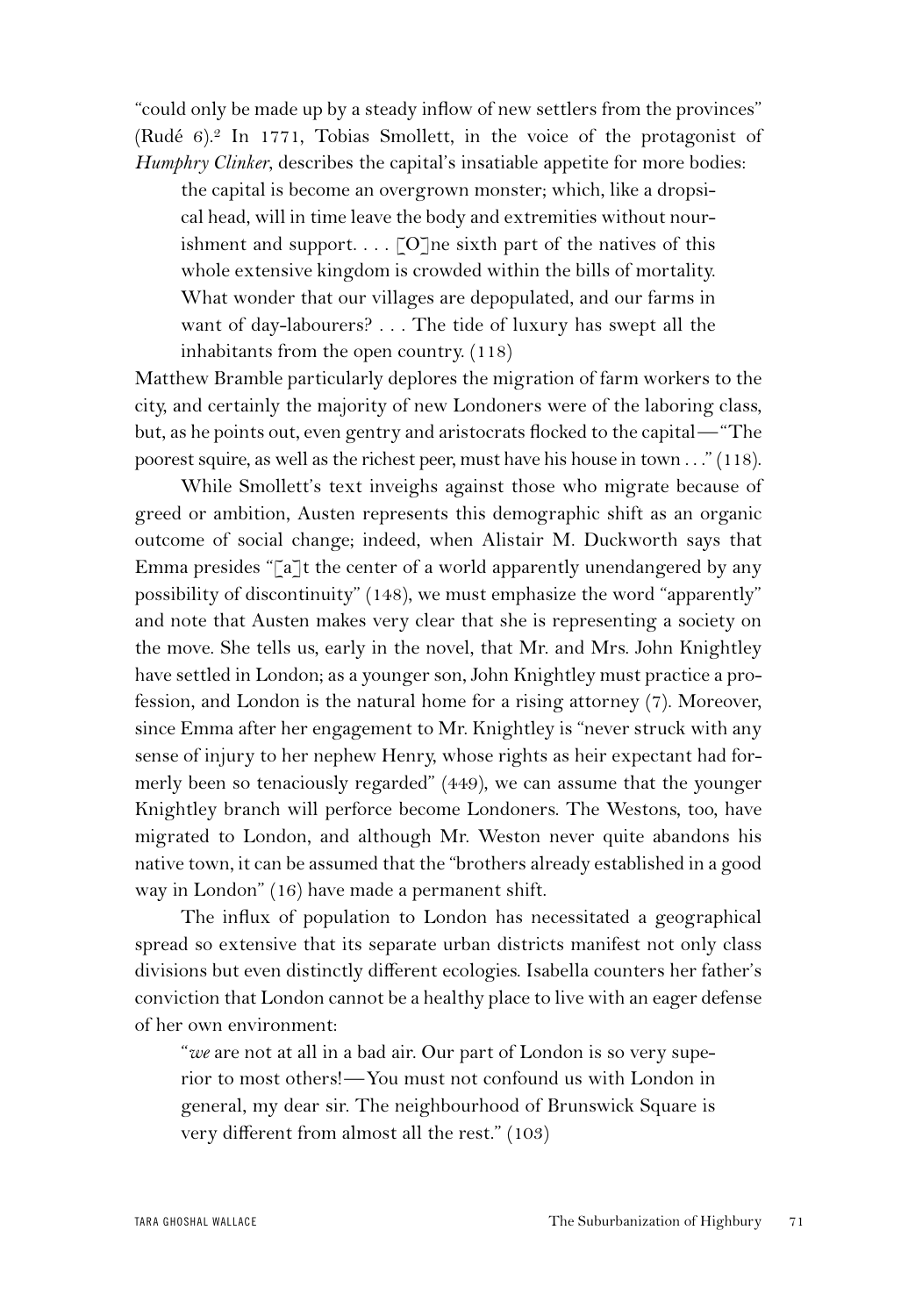"could only be made up by a steady inflow of new settlers from the provinces" (Rudé 6).[2] In 1771, Tobias Smollett, in the voice of the protagonist of *Humphry Clinker*, describes the capital's insatiable appetite for more bodies:

> the capital is become an overgrown monster; which, like a dropsical head, will in time leave the body and extremities without nourishment and support. . . . [O]ne sixth part of the natives of this whole extensive kingdom is crowded within the bills of mortality. What wonder that our villages are depopulated, and our farms in want of day-labourers? . . . The tide of luxury has swept all the inhabitants from the open country. (118)

Matthew Bramble particularly deplores the migration of farm workers to the city, and certainly the majority of new Londoners were of the laboring class, but, as he points out, even gentry and aristocrats flocked to the capital—"The poorest squire, as well as the richest peer, must have his house in town . . ." (118).

While Smollett's text inveighs against those who migrate because of greed or ambition, Austen represents this demographic shift as an organic outcome of social change; indeed, when Alistair M. Duckworth says that Emma presides "[a]t the center of a world apparently unendangered by any possibility of discontinuity" (148), we must emphasize the word "apparently" and note that Austen makes very clear that she is representing a society on the move. She tells us, early in the novel, that Mr. and Mrs. John Knightley have settled in London; as a younger son, John Knightley must practice a profession, and London is the natural home for a rising attorney (7). Moreover, since Emma after her engagement to Mr. Knightley is "never struck with any sense of injury to her nephew Henry, whose rights as heir expectant had formerly been so tenaciously regarded" (449), we can assume that the younger Knightley branch will perforce become Londoners. The Westons, too, have migrated to London, and although Mr. Weston never quite abandons his native town, it can be assumed that the "brothers already established in a good way in London" (16) have made a permanent shift.

The influx of population to London has necessitated a geographical spread so extensive that its separate urban districts manifest not only class divisions but even distinctly different ecologies. Isabella counters her father's conviction that London cannot be a healthy place to live with an eager defense of her own environment:

> "*we* are not at all in a bad air. Our part of London is so very superior to most others!—You must not confound us with London in general, my dear sir. The neighbourhood of Brunswick Square is very different from almost all the rest." (103)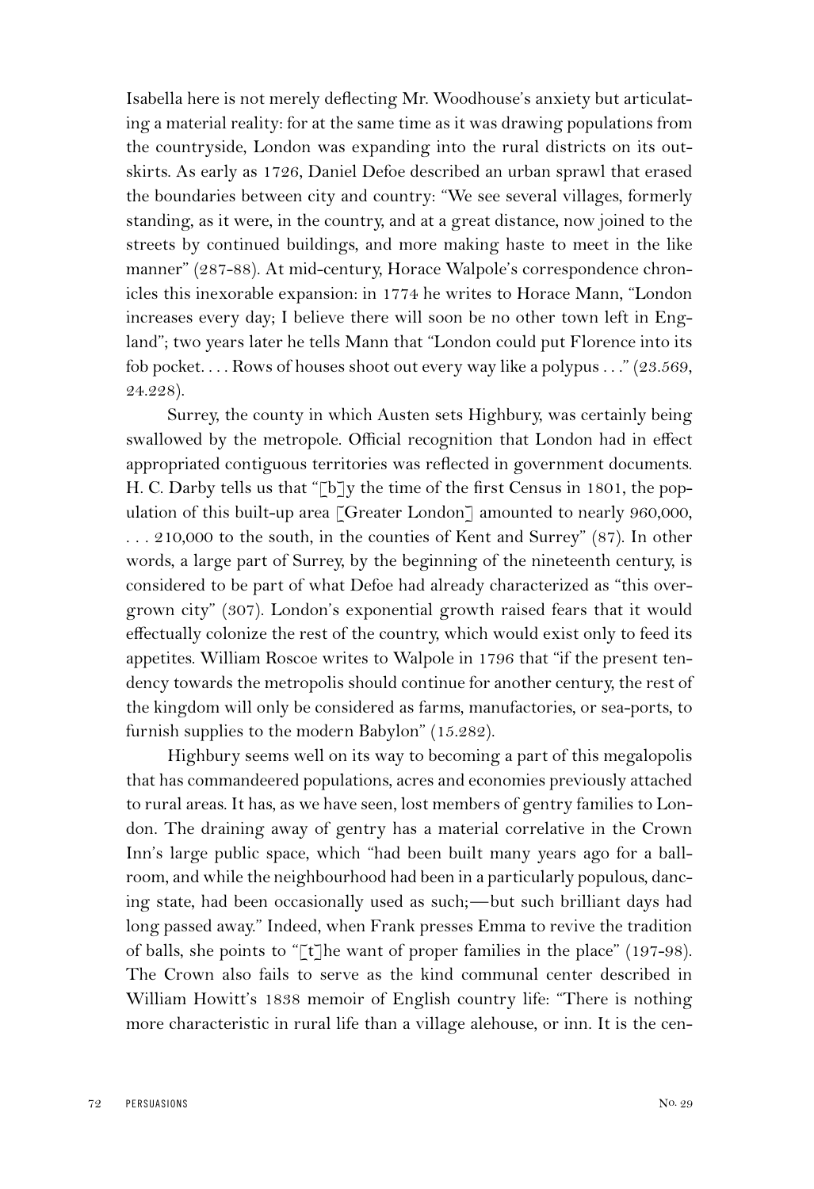Isabella here is not merely deflecting Mr. Woodhouse's anxiety but articulating a material reality: for at the same time as it was drawing populations from the countryside, London was expanding into the rural districts on its outskirts. As early as 1726, Daniel Defoe described an urban sprawl that erased the boundaries between city and country: "We see several villages, formerly standing, as it were, in the country, and at a great distance, now joined to the streets by continued buildings, and more making haste to meet in the like manner" (287-88). At mid-century, Horace Walpole's correspondence chronicles this inexorable expansion: in 1774 he writes to Horace Mann, "London increases every day; I believe there will soon be no other town left in England"; two years later he tells Mann that "London could put Florence into its fob pocket. . . . Rows of houses shoot out every way like a polypus . . ." (23.569, 24.228).

Surrey, the county in which Austen sets Highbury, was certainly being swallowed by the metropole. Official recognition that London had in effect appropriated contiguous territories was reflected in government documents. H. C. Darby tells us that "[b]y the time of the first Census in 1801, the population of this built-up area [Greater London] amounted to nearly 960,000, . . . 210,000 to the south, in the counties of Kent and Surrey" (87). In other words, a large part of Surrey, by the beginning of the nineteenth century, is considered to be part of what Defoe had already characterized as "this overgrown city" (307). London's exponential growth raised fears that it would effectually colonize the rest of the country, which would exist only to feed its appetites. William Roscoe writes to Walpole in 1796 that "if the present tendency towards the metropolis should continue for another century, the rest of the kingdom will only be considered as farms, manufactories, or sea-ports, to furnish supplies to the modern Babylon" (15.282).

Highbury seems well on its way to becoming a part of this megalopolis that has commandeered populations, acres and economies previously attached to rural areas. It has, as we have seen, lost members of gentry families to London. The draining away of gentry has a material correlative in the Crown Inn's large public space, which "had been built many years ago for a ballroom, and while the neighbourhood had been in a particularly populous, dancing state, had been occasionally used as such;—but such brilliant days had long passed away." Indeed, when Frank presses Emma to revive the tradition of balls, she points to "[t]he want of proper families in the place" (197-98). The Crown also fails to serve as the kind communal center described in William Howitt's 1838 memoir of English country life: "There is nothing more characteristic in rural life than a village alehouse, or inn. It is the cen-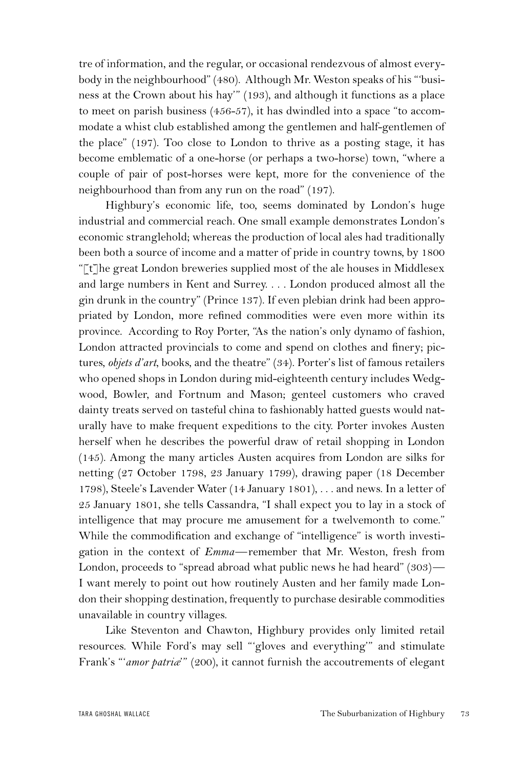tre of information, and the regular, or occasional rendezvous of almost everybody in the neighbourhood" (480). Although Mr. Weston speaks of his "'business at the Crown about his hay'" (193), and although it functions as a place to meet on parish business (456-57), it has dwindled into a space "to accommodate a whist club established among the gentlemen and half-gentlemen of the place" (197). Too close to London to thrive as a posting stage, it has become emblematic of a one-horse (or perhaps a two-horse) town, "where a couple of pair of post-horses were kept, more for the convenience of the neighbourhood than from any run on the road" (197).

Highbury's economic life, too, seems dominated by London's huge industrial and commercial reach. One small example demonstrates London's economic stranglehold; whereas the production of local ales had traditionally been both a source of income and a matter of pride in country towns, by 1800 "[t]he great London breweries supplied most of the ale houses in Middlesex and large numbers in Kent and Surrey. . . . London produced almost all the gin drunk in the country" (Prince 137). If even plebian drink had been appropriated by London, more refined commodities were even more within its province. According to Roy Porter, "As the nation's only dynamo of fashion, London attracted provincials to come and spend on clothes and finery; pictures, *objets d'art*, books, and the theatre" (34). Porter's list of famous retailers who opened shops in London during mid-eighteenth century includes Wedgwood, Bowler, and Fortnum and Mason; genteel customers who craved dainty treats served on tasteful china to fashionably hatted guests would naturally have to make frequent expeditions to the city. Porter invokes Austen herself when he describes the powerful draw of retail shopping in London (145). Among the many articles Austen acquires from London are silks for netting (27 October 1798, 23 January 1799), drawing paper (18 December 1798), Steele's Lavender Water (14 January 1801), . . . and news. In a letter of 25 January 1801, she tells Cassandra, "I shall expect you to lay in a stock of intelligence that may procure me amusement for a twelvemonth to come." While the commodification and exchange of "intelligence" is worth investigation in the context of *Emma*—remember that Mr. Weston, fresh from London, proceeds to "spread abroad what public news he had heard" (303)—I want merely to point out how routinely Austen and her family made London their shopping destination, frequently to purchase desirable commodities unavailable in country villages.

Like Steventon and Chawton, Highbury provides only limited retail resources. While Ford's may sell "'gloves and everything'" and stimulate Frank's "'*amor patriæ*'" (200), it cannot furnish the accoutrements of elegant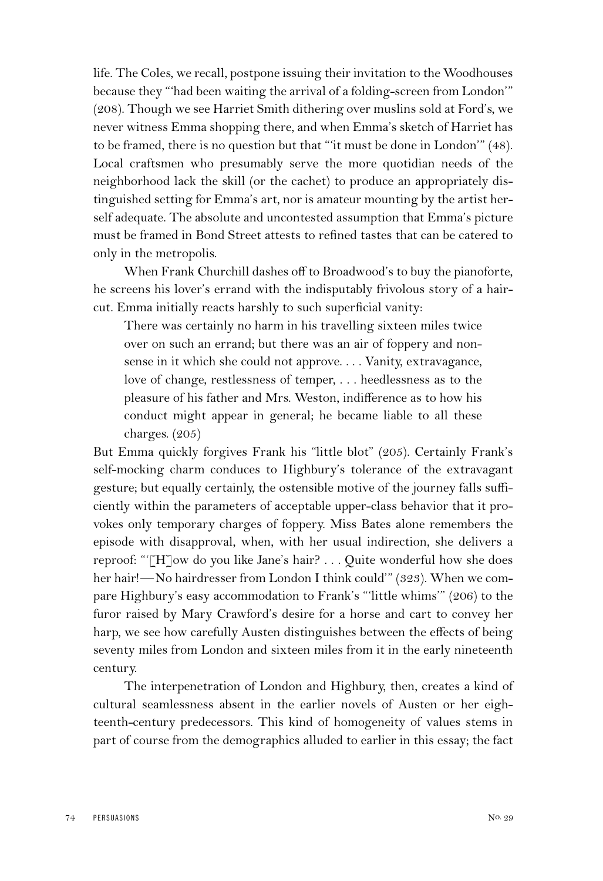life. The Coles, we recall, postpone issuing their invitation to the Woodhouses because they "'had been waiting the arrival of a folding-screen from London'" (208). Though we see Harriet Smith dithering over muslins sold at Ford's, we never witness Emma shopping there, and when Emma's sketch of Harriet has to be framed, there is no question but that "'it must be done in London'" (48). Local craftsmen who presumably serve the more quotidian needs of the neighborhood lack the skill (or the cachet) to produce an appropriately distinguished setting for Emma's art, nor is amateur mounting by the artist herself adequate. The absolute and uncontested assumption that Emma's picture must be framed in Bond Street attests to refined tastes that can be catered to only in the metropolis.

When Frank Churchill dashes off to Broadwood's to buy the pianoforte, he screens his lover's errand with the indisputably frivolous story of a haircut. Emma initially reacts harshly to such superficial vanity:

> There was certainly no harm in his travelling sixteen miles twice over on such an errand; but there was an air of foppery and nonsense in it which she could not approve. . . . Vanity, extravagance, love of change, restlessness of temper, . . . heedlessness as to the pleasure of his father and Mrs. Weston, indifference as to how his conduct might appear in general; he became liable to all these charges. (205)

But Emma quickly forgives Frank his "little blot" (205). Certainly Frank's self-mocking charm conduces to Highbury's tolerance of the extravagant gesture; but equally certainly, the ostensible motive of the journey falls sufficiently within the parameters of acceptable upper-class behavior that it provokes only temporary charges of foppery. Miss Bates alone remembers the episode with disapproval, when, with her usual indirection, she delivers a reproof: "'[H]ow do you like Jane's hair? . . . Quite wonderful how she does her hair!—No hairdresser from London I think could'" (323). When we compare Highbury's easy accommodation to Frank's "'little whims'" (206) to the furor raised by Mary Crawford's desire for a horse and cart to convey her harp, we see how carefully Austen distinguishes between the effects of being seventy miles from London and sixteen miles from it in the early nineteenth century.

The interpenetration of London and Highbury, then, creates a kind of cultural seamlessness absent in the earlier novels of Austen or her eighteenth-century predecessors. This kind of homogeneity of values stems in part of course from the demographics alluded to earlier in this essay; the fact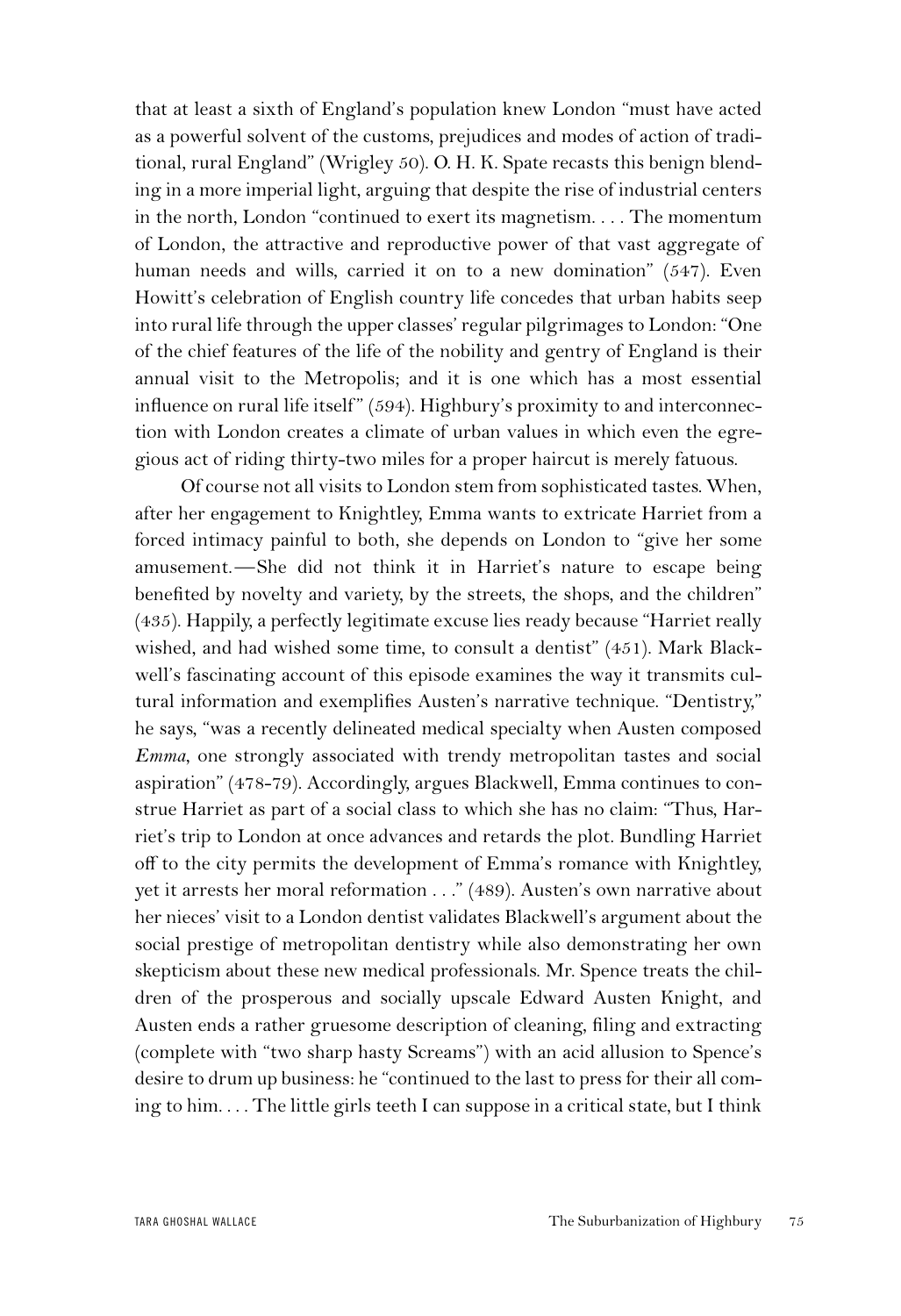that at least a sixth of England's population knew London "must have acted as a powerful solvent of the customs, prejudices and modes of action of traditional, rural England" (Wrigley 50). O. H. K. Spate recasts this benign blending in a more imperial light, arguing that despite the rise of industrial centers in the north, London "continued to exert its magnetism. . . . The momentum of London, the attractive and reproductive power of that vast aggregate of human needs and wills, carried it on to a new domination" (547). Even Howitt's celebration of English country life concedes that urban habits seep into rural life through the upper classes' regular pilgrimages to London: "One of the chief features of the life of the nobility and gentry of England is their annual visit to the Metropolis; and it is one which has a most essential influence on rural life itself" (594). Highbury's proximity to and interconnection with London creates a climate of urban values in which even the egregious act of riding thirty-two miles for a proper haircut is merely fatuous.

Of course not all visits to London stem from sophisticated tastes. When, after her engagement to Knightley, Emma wants to extricate Harriet from a forced intimacy painful to both, she depends on London to "give her some amusement.—She did not think it in Harriet's nature to escape being benefited by novelty and variety, by the streets, the shops, and the children" (435). Happily, a perfectly legitimate excuse lies ready because "Harriet really wished, and had wished some time, to consult a dentist" (451). Mark Blackwell's fascinating account of this episode examines the way it transmits cultural information and exemplifies Austen's narrative technique. "Dentistry," he says, "was a recently delineated medical specialty when Austen composed *Emma*, one strongly associated with trendy metropolitan tastes and social aspiration" (478-79). Accordingly, argues Blackwell, Emma continues to construe Harriet as part of a social class to which she has no claim: "Thus, Harriet's trip to London at once advances and retards the plot. Bundling Harriet off to the city permits the development of Emma's romance with Knightley, yet it arrests her moral reformation . . ." (489). Austen's own narrative about her nieces' visit to a London dentist validates Blackwell's argument about the social prestige of metropolitan dentistry while also demonstrating her own skepticism about these new medical professionals. Mr. Spence treats the children of the prosperous and socially upscale Edward Austen Knight, and Austen ends a rather gruesome description of cleaning, filing and extracting (complete with "two sharp hasty Screams") with an acid allusion to Spence's desire to drum up business: he "continued to the last to press for their all coming to him. . . . The little girls teeth I can suppose in a critical state, but I think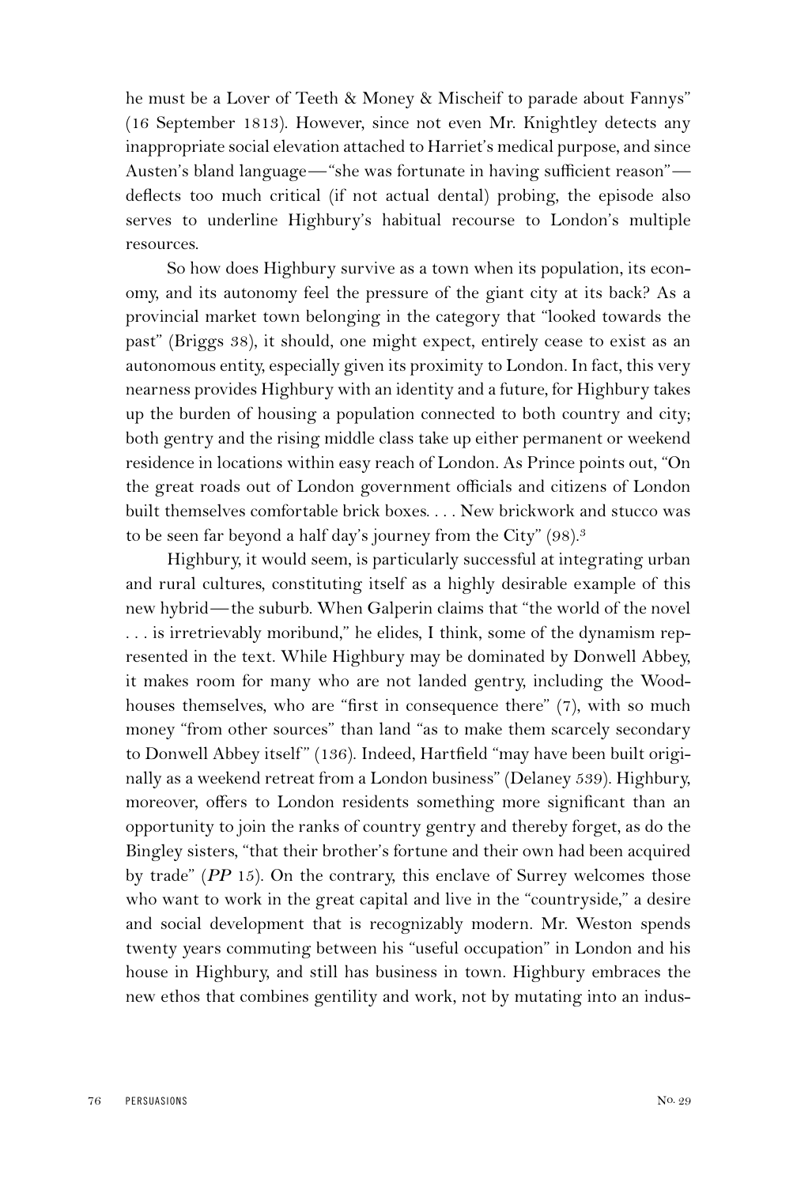he must be a Lover of Teeth & Money & Mischeif to parade about Fannys" (16 September 1813). However, since not even Mr. Knightley detects any inappropriate social elevation attached to Harriet's medical purpose, and since Austen's bland language—"she was fortunate in having sufficient reason"—deflects too much critical (if not actual dental) probing, the episode also serves to underline Highbury's habitual recourse to London's multiple resources.

So how does Highbury survive as a town when its population, its economy, and its autonomy feel the pressure of the giant city at its back? As a provincial market town belonging in the category that "looked towards the past" (Briggs 38), it should, one might expect, entirely cease to exist as an autonomous entity, especially given its proximity to London. In fact, this very nearness provides Highbury with an identity and a future, for Highbury takes up the burden of housing a population connected to both country and city; both gentry and the rising middle class take up either permanent or weekend residence in locations within easy reach of London. As Prince points out, "On the great roads out of London government officials and citizens of London built themselves comfortable brick boxes. . . . New brickwork and stucco was to be seen far beyond a half day's journey from the City" (98).[3]

Highbury, it would seem, is particularly successful at integrating urban and rural cultures, constituting itself as a highly desirable example of this new hybrid—the suburb. When Galperin claims that "the world of the novel . . . is irretrievably moribund," he elides, I think, some of the dynamism represented in the text. While Highbury may be dominated by Donwell Abbey, it makes room for many who are not landed gentry, including the Woodhouses themselves, who are "first in consequence there" (7), with so much money "from other sources" than land "as to make them scarcely secondary to Donwell Abbey itself" (136). Indeed, Hartfield "may have been built originally as a weekend retreat from a London business" (Delaney 539). Highbury, moreover, offers to London residents something more significant than an opportunity to join the ranks of country gentry and thereby forget, as do the Bingley sisters, "that their brother's fortune and their own had been acquired by trade" (*PP* 15). On the contrary, this enclave of Surrey welcomes those who want to work in the great capital and live in the "countryside," a desire and social development that is recognizably modern. Mr. Weston spends twenty years commuting between his "useful occupation" in London and his house in Highbury, and still has business in town. Highbury embraces the new ethos that combines gentility and work, not by mutating into an indus-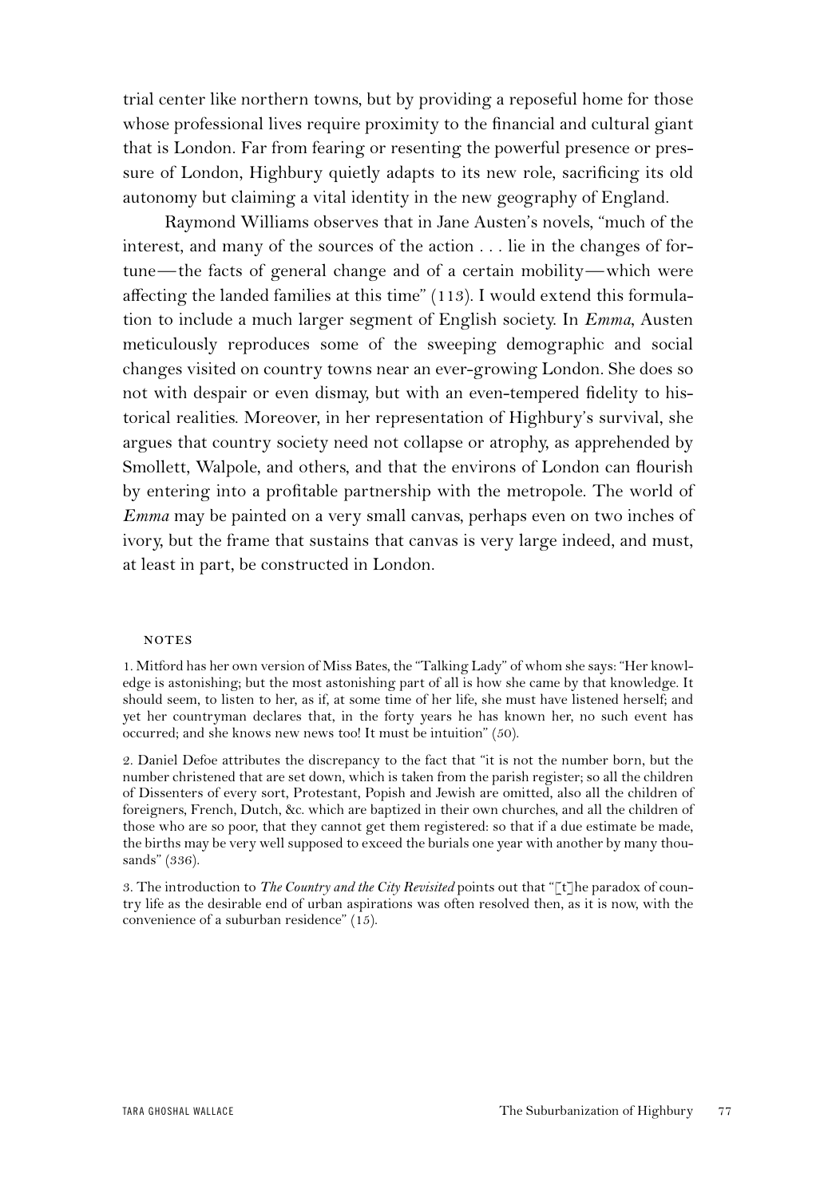trial center like northern towns, but by providing a reposeful home for those whose professional lives require proximity to the financial and cultural giant that is London. Far from fearing or resenting the powerful presence or pressure of London, Highbury quietly adapts to its new role, sacrificing its old autonomy but claiming a vital identity in the new geography of England.

Raymond Williams observes that in Jane Austen's novels, "much of the interest, and many of the sources of the action . . . lie in the changes of fortune—the facts of general change and of a certain mobility—which were affecting the landed families at this time" (113). I would extend this formulation to include a much larger segment of English society. In *Emma*, Austen meticulously reproduces some of the sweeping demographic and social changes visited on country towns near an ever-growing London. She does so not with despair or even dismay, but with an even-tempered fidelity to historical realities. Moreover, in her representation of Highbury's survival, she argues that country society need not collapse or atrophy, as apprehended by Smollett, Walpole, and others, and that the environs of London can flourish by entering into a profitable partnership with the metropole. The world of *Emma* may be painted on a very small canvas, perhaps even on two inches of ivory, but the frame that sustains that canvas is very large indeed, and must, at least in part, be constructed in London.

## NOTES

1. Mitford has her own version of Miss Bates, the "Talking Lady" of whom she says: "Her knowledge is astonishing; but the most astonishing part of all is how she came by that knowledge. It should seem, to listen to her, as if, at some time of her life, she must have listened herself; and yet her countryman declares that, in the forty years he has known her, no such event has occurred; and she knows new news too! It must be intuition" (50).

2. Daniel Defoe attributes the discrepancy to the fact that "it is not the number born, but the number christened that are set down, which is taken from the parish register; so all the children of Dissenters of every sort, Protestant, Popish and Jewish are omitted, also all the children of foreigners, French, Dutch, &c. which are baptized in their own churches, and all the children of those who are so poor, that they cannot get them registered: so that if a due estimate be made, the births may be very well supposed to exceed the burials one year with another by many thousands" (336).

3. The introduction to *The Country and the City Revisited* points out that "[t]he paradox of country life as the desirable end of urban aspirations was often resolved then, as it is now, with the convenience of a suburban residence" (15).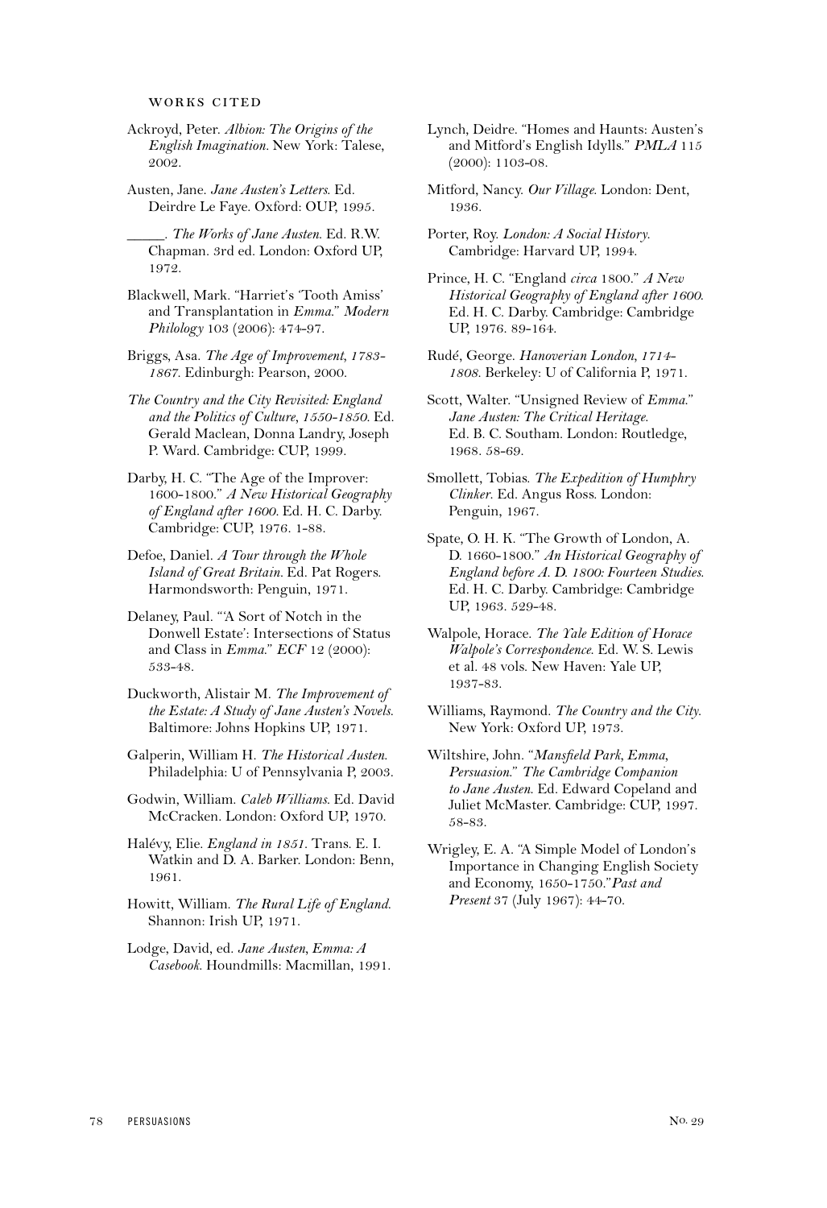## Works Cited

Ackroyd, Peter. *Albion: The Origins of the English Imagination.* New York: Talese, 2002.

Austen, Jane. *Jane Austen's Letters.* Ed. Deirdre Le Faye. Oxford: OUP, 1995.

_____. *The Works of Jane Austen.* Ed. R.W. Chapman. 3rd ed. London: Oxford UP, 1972.

Blackwell, Mark. "Harriet's 'Tooth Amiss' and Transplantation in *Emma*." *Modern Philology* 103 (2006): 474-97.

Briggs, Asa. *The Age of Improvement, 1783-1867.* Edinburgh: Pearson, 2000.

*The Country and the City Revisited: England and the Politics of Culture, 1550-1850.* Ed. Gerald Maclean, Donna Landry, Joseph P. Ward. Cambridge: CUP, 1999.

Darby, H. C. "The Age of the Improver: 1600-1800." *A New Historical Geography of England after 1600.* Ed. H. C. Darby. Cambridge: CUP, 1976. 1-88.

Defoe, Daniel. *A Tour through the Whole Island of Great Britain.* Ed. Pat Rogers. Harmondsworth: Penguin, 1971.

Delaney, Paul. "'A Sort of Notch in the Donwell Estate': Intersections of Status and Class in *Emma*." *ECF* 12 (2000): 533-48.

Duckworth, Alistair M. *The Improvement of the Estate: A Study of Jane Austen's Novels.* Baltimore: Johns Hopkins UP, 1971.

Galperin, William H. *The Historical Austen.* Philadelphia: U of Pennsylvania P, 2003.

Godwin, William. *Caleb Williams.* Ed. David McCracken. London: Oxford UP, 1970.

Halévy, Elie. *England in 1851.* Trans. E. I. Watkin and D. A. Barker. London: Benn, 1961.

Howitt, William. *The Rural Life of England.* Shannon: Irish UP, 1971.

Lodge, David, ed. *Jane Austen, Emma: A Casebook.* Houndmills: Macmillan, 1991.

Lynch, Deidre. "Homes and Haunts: Austen's and Mitford's English Idylls." *PMLA* 115 (2000): 1103-08.

Mitford, Nancy. *Our Village.* London: Dent, 1936.

Porter, Roy. *London: A Social History.* Cambridge: Harvard UP, 1994.

Prince, H. C. "England *circa* 1800." *A New Historical Geography of England after 1600.* Ed. H. C. Darby. Cambridge: Cambridge UP, 1976. 89-164.

Rudé, George. *Hanoverian London, 1714–1808.* Berkeley: U of California P, 1971.

Scott, Walter. "Unsigned Review of *Emma*." *Jane Austen: The Critical Heritage.* Ed. B. C. Southam. London: Routledge, 1968. 58-69.

Smollett, Tobias. *The Expedition of Humphry Clinker.* Ed. Angus Ross. London: Penguin, 1967.

Spate, O. H. K. "The Growth of London, A. D. 1660-1800." *An Historical Geography of England before A. D. 1800: Fourteen Studies.* Ed. H. C. Darby. Cambridge: Cambridge UP, 1963. 529-48.

Walpole, Horace. *The Yale Edition of Horace Walpole's Correspondence.* Ed. W. S. Lewis et al. 48 vols. New Haven: Yale UP, 1937-83.

Williams, Raymond. *The Country and the City.* New York: Oxford UP, 1973.

Wiltshire, John. "*Mansfield Park, Emma, Persuasion*." *The Cambridge Companion to Jane Austen.* Ed. Edward Copeland and Juliet McMaster. Cambridge: CUP, 1997. 58-83.

Wrigley, E. A. "A Simple Model of London's Importance in Changing English Society and Economy, 1650-1750."*Past and Present* 37 (July 1967): 44-70.